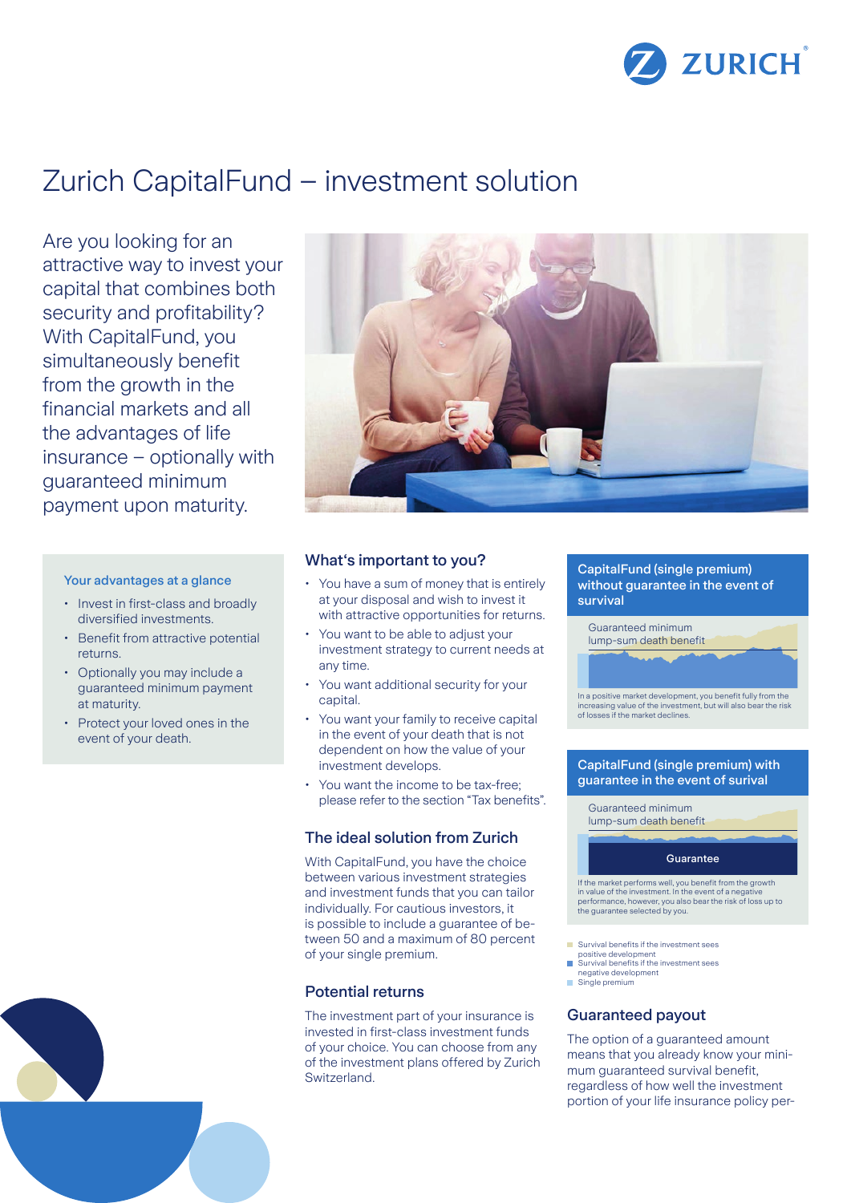# Zurich CapitalFund – investment solution

Are you looking for an attractive way to invest your capital that combines both security and profitability? With CapitalFund, you simultaneously benefit from the growth in the financial markets and all the advantages of life insurance – optionally with guaranteed minimum payment upon maturity.

### Your advantages at a glance

- Invest in first-class and broadly diversified investments.
- Benefit from attractive potential returns.
- Optionally you may include a guaranteed minimum payment at maturity.
- Protect your loved ones in the event of your death.

## What's important to you?

- You have a sum of money that is entirely at your disposal and wish to invest it with attractive opportunities for returns.
- You want to be able to adjust your investment strategy to current needs at any time.
- You want additional security for your capital.
- You want your family to receive capital in the event of your death that is not dependent on how the value of your investment develops.
- You want the income to be tax-free; please refer to the section "Tax benefits".

## The ideal solution from Zurich

With CapitalFund, you have the choice between various investment strategies and investment funds that you can tailor individually. For cautious investors, it is possible to include a guarantee of between 50 and a maximum of 80 percent of your single premium.

## Potential returns

The investment part of your insurance is invested in first-class investment funds of your choice. You can choose from any of the investment plans offered by Zurich Switzerland.

### CapitalFund (single premium) without guarantee in the event of survival

Guaranteed minimum lump-sum death benefit

In a positive market development, you benefit fully from the increasing value of the investment, but will also bear the risk of losses if the market declines.

### CapitalFund (single premium) with guarantee in the event of surival

Guaranteed minimum lump-sum death benefit

Guarantee

If the market performs well, you benefit from the growth in value of the investment. In the event of a negative performance, however, you also bear the risk of loss up to the guarantee selected by you.

- Survival benefits if the investment sees positive development
- Survival benefits if the investment sees negative development
- Single premium

## Guaranteed payout

The option of a guaranteed amount means that you already know your minimum guaranteed survival benefit, regardless of how well the investment portion of your life insurance policy per-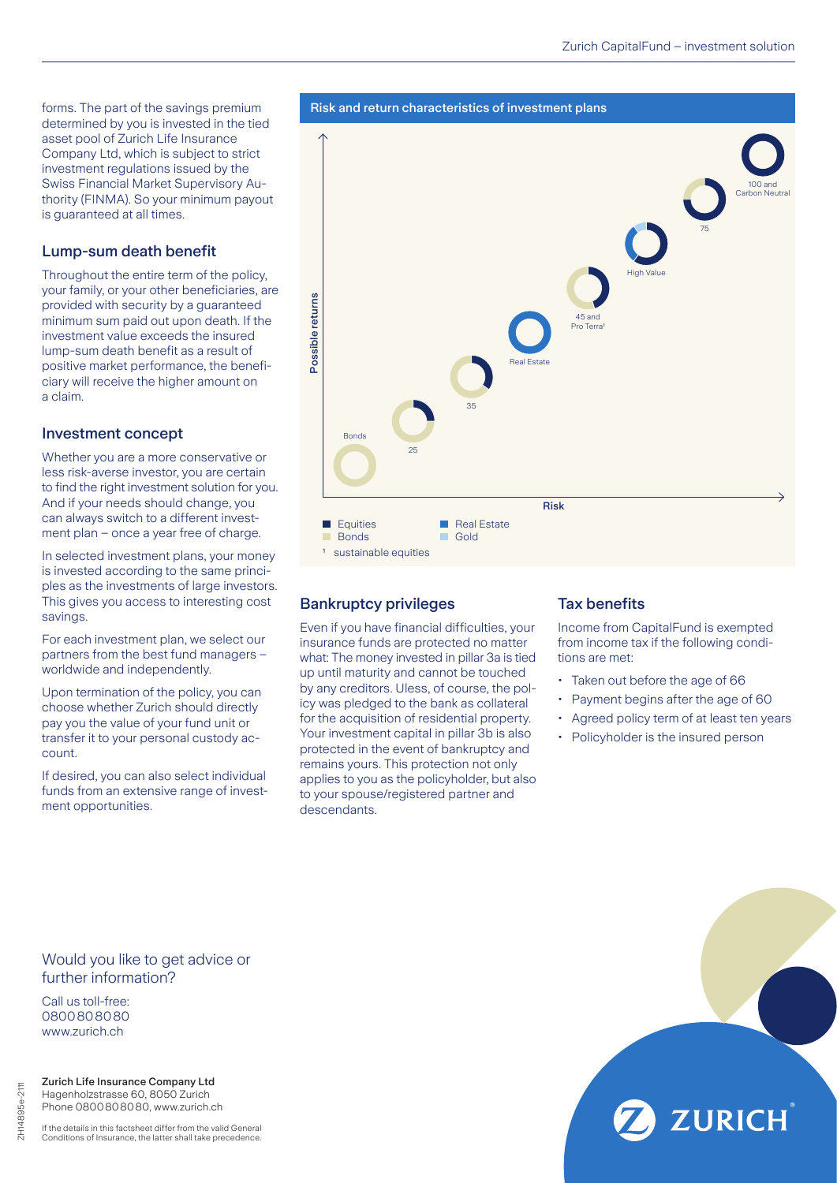forms. The part of the savings premium determined by you is invested in the tied asset pool of Zurich Life Insurance Company Ltd, which is subject to strict investment regulations issued by the Swiss Financial Market Supervisory Authority (FINMA). So your minimum payout is guaranteed at all times.

### Lump-sum death benefit

Throughout the entire term of the policy, your family, or your other beneficiaries, are provided with security by a guaranteed minimum sum paid out upon death. If the investment value exceeds the insured lump-sum death benefit as a result of positive market performance, the beneficiary will receive the higher amount on a claim.

### Investment concept

Whether you are a more conservative or less risk-averse investor, you are certain to find the right investment solution for you. And if your needs should change, you can always switch to a different investment plan – once a year free of charge.

In selected investment plans, your money is invested according to the same principles as the investments of large investors. This gives you access to interesting cost savings.

For each investment plan, we select our partners from the best fund managers – worldwide and independently.

Upon termination of the policy, you can choose whether Zurich should directly pay you the value of your fund unit or transfer it to your personal custody account.

If desired, you can also select individual funds from an extensive range of investment opportunities.

**Risk and return characteristics of investment plans**

Possible returns

Risk

Bonds

25

35

Real Estate

45 and Pro Terra[1]

High Value

75

100 and Carbon Neutral

Equities

Bonds

Real Estate

Gold

[1] sustainable equities

### Bankruptcy privileges

Even if you have financial difficulties, your insurance funds are protected no matter what: The money invested in pillar 3a is tied up until maturity and cannot be touched by any creditors. Uless, of course, the policy was pledged to the bank as collateral for the acquisition of residential property. Your investment capital in pillar 3b is also protected in the event of bankruptcy and remains yours. This protection not only applies to you as the policyholder, but also to your spouse/registered partner and descendants.

### Tax benefits

Income from CapitalFund is exempted from income tax if the following conditions are met:

- Taken out before the age of 66
- Payment begins after the age of 60
- Agreed policy term of at least ten years
- Policyholder is the insured person

Would you like to get advice or further information?

Call us toll-free:
0800 80 80 80
www.zurich.ch

**Zurich Life Insurance Company Ltd**
Hagenholzstrasse 60, 8050 Zurich
Phone 0800 80 80 80, www.zurich.ch

If the details in this factsheet differ from the valid General Conditions of Insurance, the latter shall take precedence.

ZH14895e-2111